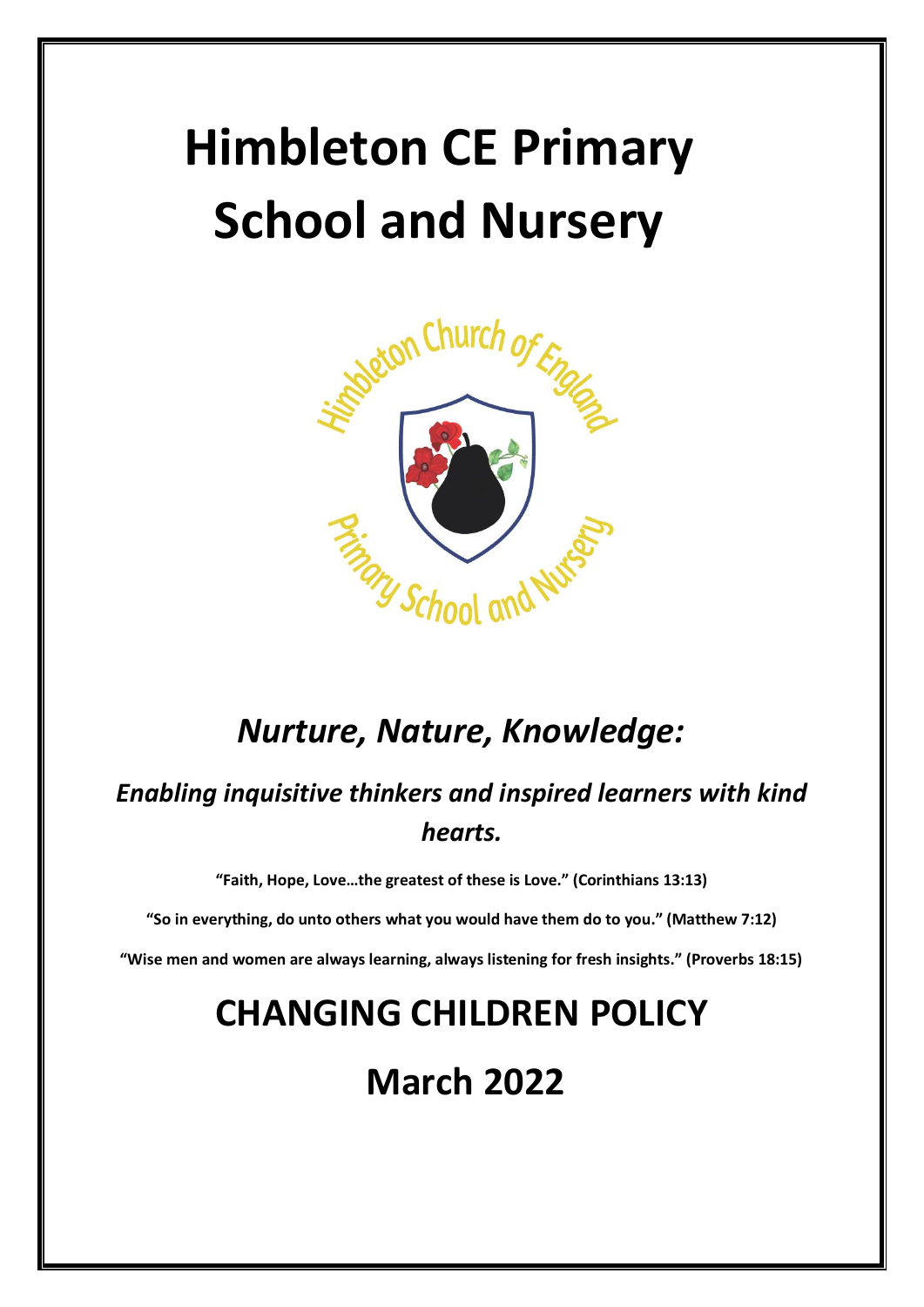# Himbleton CE Primary School and Nursery

## *Nurture, Nature, Knowledge:*

### *Enabling inquisitive thinkers and inspired learners with kind hearts.*

**"Faith, Hope, Love…the greatest of these is Love." (Corinthians 13:13)**

**"So in everything, do unto others what you would have them do to you." (Matthew 7:12)**

**"Wise men and women are always learning, always listening for fresh insights." (Proverbs 18:15)**

# CHANGING CHILDREN POLICY

# March 2022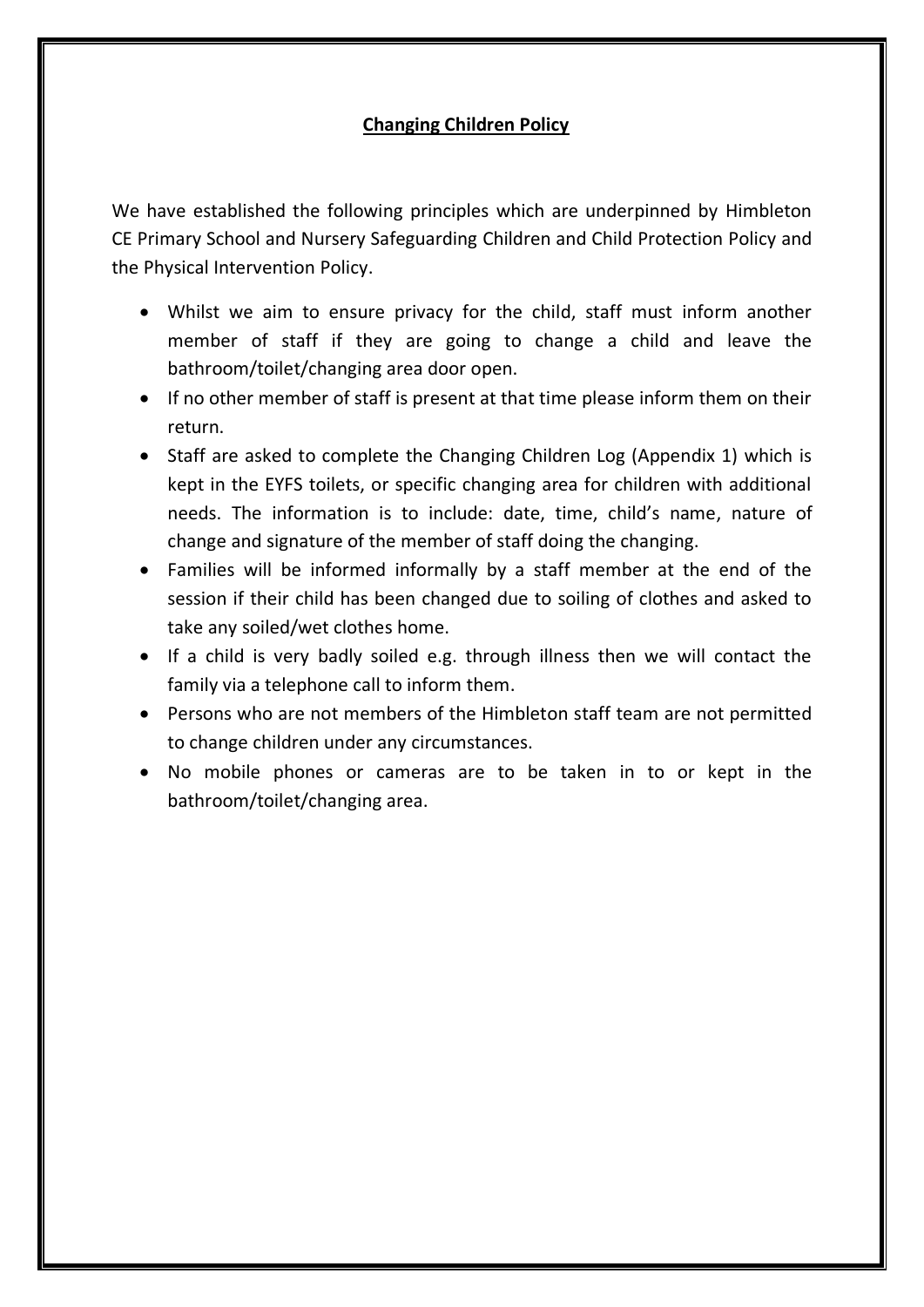## **Changing Children Policy**

We have established the following principles which are underpinned by Himbleton CE Primary School and Nursery Safeguarding Children and Child Protection Policy and the Physical Intervention Policy.

- Whilst we aim to ensure privacy for the child, staff must inform another member of staff if they are going to change a child and leave the bathroom/toilet/changing area door open.
- If no other member of staff is present at that time please inform them on their return.
- Staff are asked to complete the Changing Children Log (Appendix 1) which is kept in the EYFS toilets, or specific changing area for children with additional needs. The information is to include: date, time, child's name, nature of change and signature of the member of staff doing the changing.
- Families will be informed informally by a staff member at the end of the session if their child has been changed due to soiling of clothes and asked to take any soiled/wet clothes home.
- If a child is very badly soiled e.g. through illness then we will contact the family via a telephone call to inform them.
- Persons who are not members of the Himbleton staff team are not permitted to change children under any circumstances.
- No mobile phones or cameras are to be taken in to or kept in the bathroom/toilet/changing area.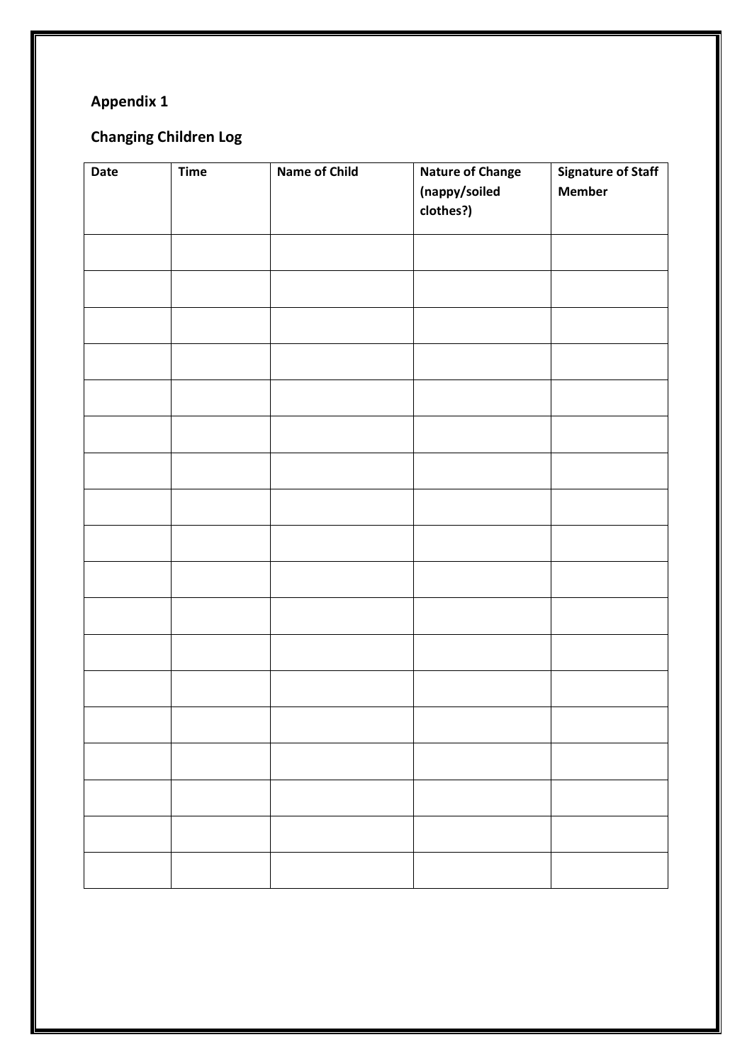## Appendix 1

## Changing Children Log

| Date | Time | Name of Child | Nature of Change (nappy/soiled clothes?) | Signature of Staff Member |
|---|---|---|---|---|
| | | | | |
| | | | | |
| | | | | |
| | | | | |
| | | | | |
| | | | | |
| | | | | |
| | | | | |
| | | | | |
| | | | | |
| | | | | |
| | | | | |
| | | | | |
| | | | | |
| | | | | |
| | | | | |
| | | | | |
| | | | | |